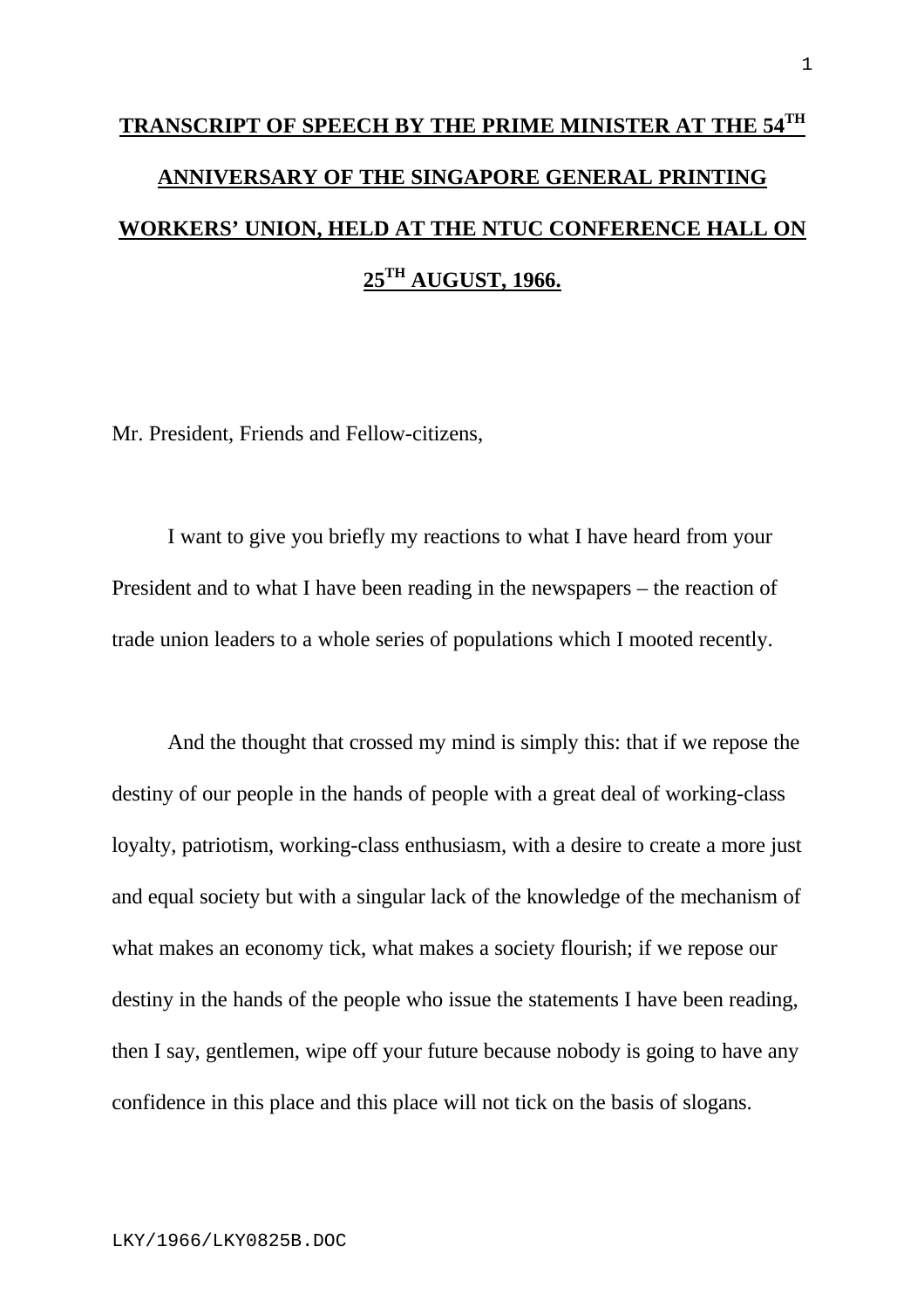# TRANSCRIPT OF SPEECH BY THE PRIME MINISTER AT THE 54TH ANNIVERSARY OF THE SINGAPORE GENERAL PRINTING WORKERS' UNION, HELD AT THE NTUC CONFERENCE HALL ON 25TH AUGUST, 1966.

Mr. President, Friends and Fellow-citizens,

I want to give you briefly my reactions to what I have heard from your President and to what I have been reading in the newspapers – the reaction of trade union leaders to a whole series of populations which I mooted recently.

And the thought that crossed my mind is simply this: that if we repose the destiny of our people in the hands of people with a great deal of working-class loyalty, patriotism, working-class enthusiasm, with a desire to create a more just and equal society but with a singular lack of the knowledge of the mechanism of what makes an economy tick, what makes a society flourish; if we repose our destiny in the hands of the people who issue the statements I have been reading, then I say, gentlemen, wipe off your future because nobody is going to have any confidence in this place and this place will not tick on the basis of slogans.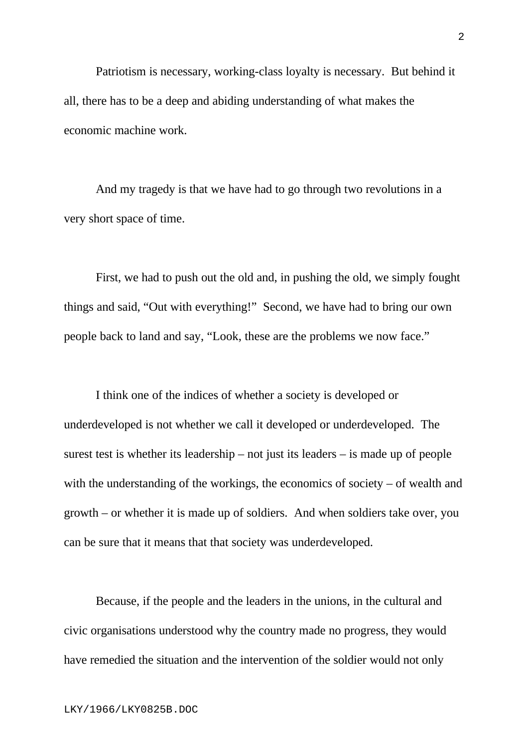Patriotism is necessary, working-class loyalty is necessary. But behind it all, there has to be a deep and abiding understanding of what makes the economic machine work.

And my tragedy is that we have had to go through two revolutions in a very short space of time.

First, we had to push out the old and, in pushing the old, we simply fought things and said, "Out with everything!" Second, we have had to bring our own people back to land and say, "Look, these are the problems we now face."

I think one of the indices of whether a society is developed or underdeveloped is not whether we call it developed or underdeveloped. The surest test is whether its leadership – not just its leaders – is made up of people with the understanding of the workings, the economics of society – of wealth and growth – or whether it is made up of soldiers. And when soldiers take over, you can be sure that it means that that society was underdeveloped.

Because, if the people and the leaders in the unions, in the cultural and civic organisations understood why the country made no progress, they would have remedied the situation and the intervention of the soldier would not only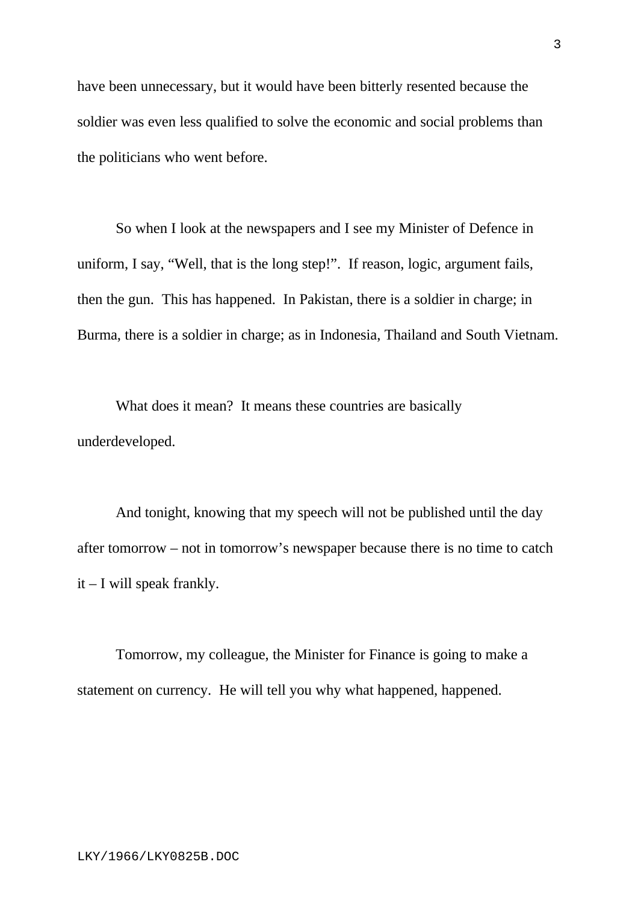have been unnecessary, but it would have been bitterly resented because the soldier was even less qualified to solve the economic and social problems than the politicians who went before.

So when I look at the newspapers and I see my Minister of Defence in uniform, I say, “Well, that is the long step!”. If reason, logic, argument fails, then the gun. This has happened. In Pakistan, there is a soldier in charge; in Burma, there is a soldier in charge; as in Indonesia, Thailand and South Vietnam.

What does it mean? It means these countries are basically underdeveloped.

And tonight, knowing that my speech will not be published until the day after tomorrow – not in tomorrow’s newspaper because there is no time to catch it – I will speak frankly.

Tomorrow, my colleague, the Minister for Finance is going to make a statement on currency. He will tell you why what happened, happened.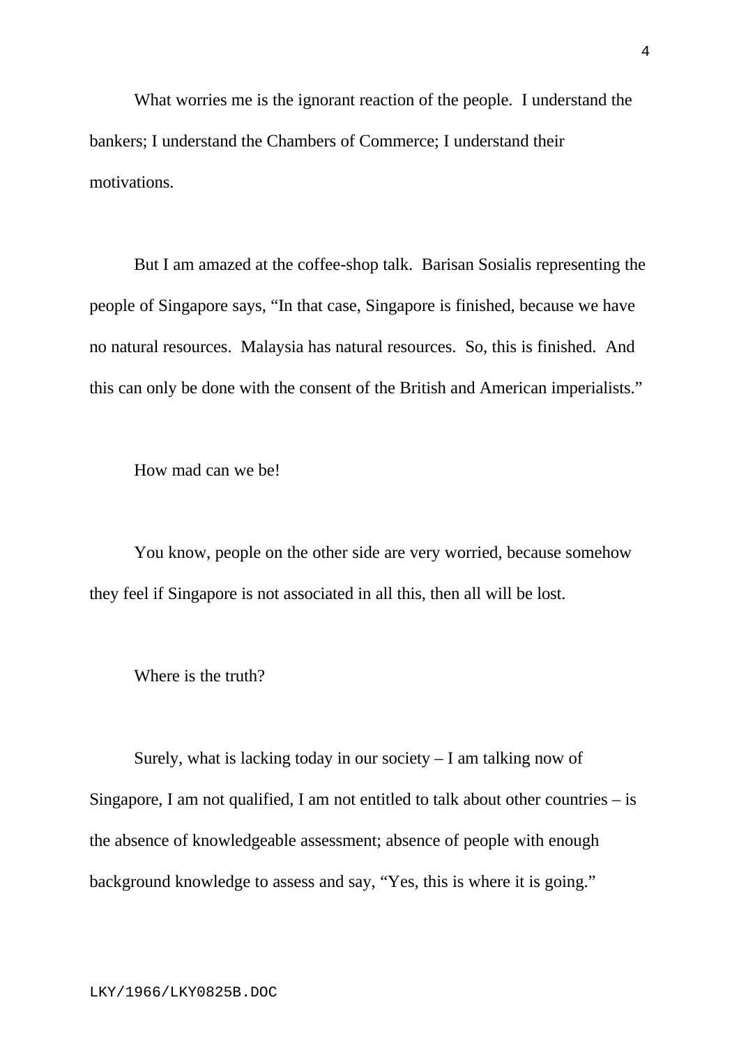What worries me is the ignorant reaction of the people. I understand the bankers; I understand the Chambers of Commerce; I understand their motivations.

But I am amazed at the coffee-shop talk. Barisan Sosialis representing the people of Singapore says, "In that case, Singapore is finished, because we have no natural resources. Malaysia has natural resources. So, this is finished. And this can only be done with the consent of the British and American imperialists."

How mad can we be!

You know, people on the other side are very worried, because somehow they feel if Singapore is not associated in all this, then all will be lost.

Where is the truth?

Surely, what is lacking today in our society – I am talking now of Singapore, I am not qualified, I am not entitled to talk about other countries – is the absence of knowledgeable assessment; absence of people with enough background knowledge to assess and say, "Yes, this is where it is going."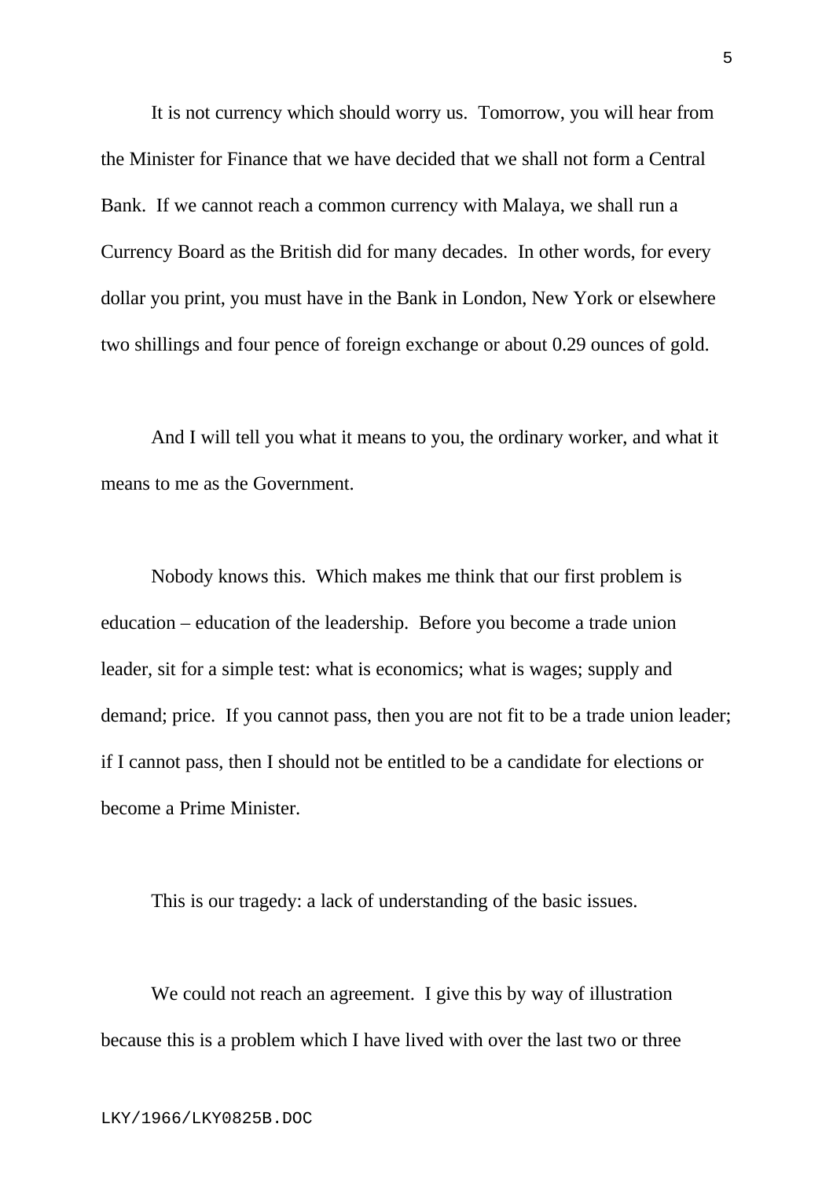It is not currency which should worry us. Tomorrow, you will hear from the Minister for Finance that we have decided that we shall not form a Central Bank. If we cannot reach a common currency with Malaya, we shall run a Currency Board as the British did for many decades. In other words, for every dollar you print, you must have in the Bank in London, New York or elsewhere two shillings and four pence of foreign exchange or about 0.29 ounces of gold.

And I will tell you what it means to you, the ordinary worker, and what it means to me as the Government.

Nobody knows this. Which makes me think that our first problem is education – education of the leadership. Before you become a trade union leader, sit for a simple test: what is economics; what is wages; supply and demand; price. If you cannot pass, then you are not fit to be a trade union leader; if I cannot pass, then I should not be entitled to be a candidate for elections or become a Prime Minister.

This is our tragedy: a lack of understanding of the basic issues.

We could not reach an agreement. I give this by way of illustration because this is a problem which I have lived with over the last two or three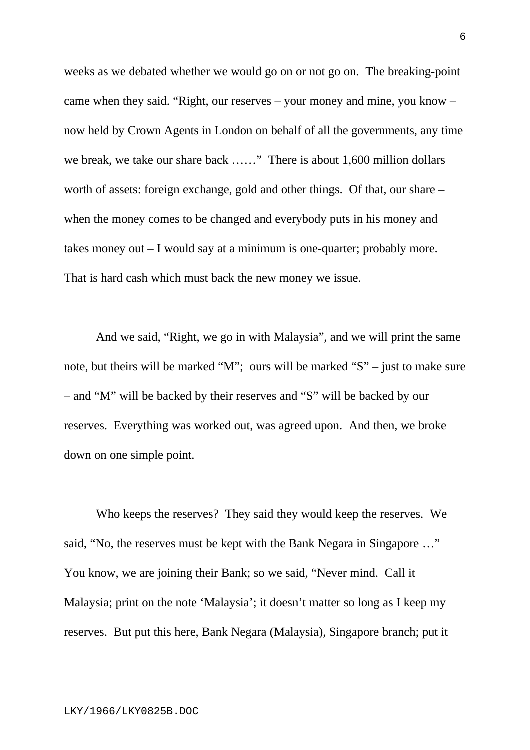weeks as we debated whether we would go on or not go on. The breaking-point came when they said. "Right, our reserves – your money and mine, you know – now held by Crown Agents in London on behalf of all the governments, any time we break, we take our share back ……" There is about 1,600 million dollars worth of assets: foreign exchange, gold and other things. Of that, our share – when the money comes to be changed and everybody puts in his money and takes money out – I would say at a minimum is one-quarter; probably more. That is hard cash which must back the new money we issue.

And we said, "Right, we go in with Malaysia", and we will print the same note, but theirs will be marked "M"; ours will be marked "S" – just to make sure – and "M" will be backed by their reserves and "S" will be backed by our reserves. Everything was worked out, was agreed upon. And then, we broke down on one simple point.

Who keeps the reserves? They said they would keep the reserves. We said, "No, the reserves must be kept with the Bank Negara in Singapore …" You know, we are joining their Bank; so we said, "Never mind. Call it Malaysia; print on the note 'Malaysia'; it doesn't matter so long as I keep my reserves. But put this here, Bank Negara (Malaysia), Singapore branch; put it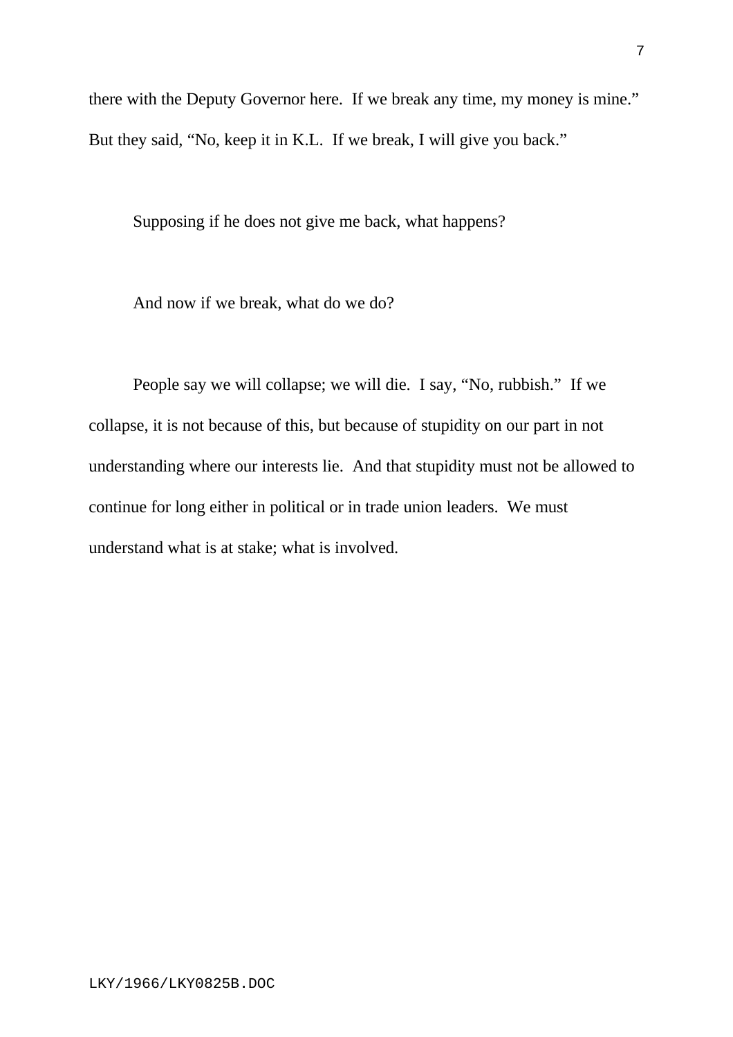there with the Deputy Governor here. If we break any time, my money is mine." But they said, "No, keep it in K.L. If we break, I will give you back."

Supposing if he does not give me back, what happens?

And now if we break, what do we do?

People say we will collapse; we will die. I say, "No, rubbish." If we collapse, it is not because of this, but because of stupidity on our part in not understanding where our interests lie. And that stupidity must not be allowed to continue for long either in political or in trade union leaders. We must understand what is at stake; what is involved.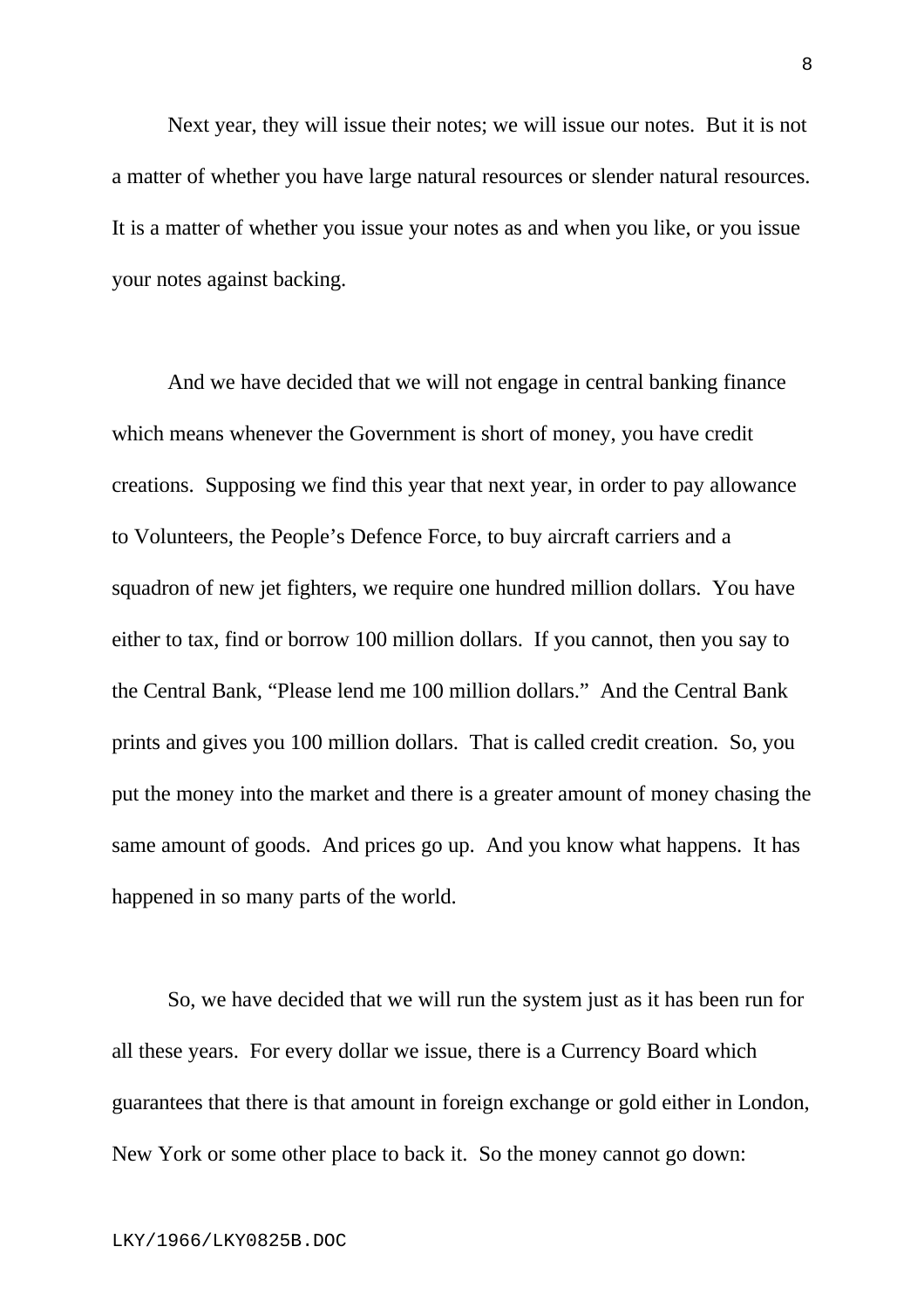Next year, they will issue their notes; we will issue our notes. But it is not a matter of whether you have large natural resources or slender natural resources. It is a matter of whether you issue your notes as and when you like, or you issue your notes against backing.

And we have decided that we will not engage in central banking finance which means whenever the Government is short of money, you have credit creations. Supposing we find this year that next year, in order to pay allowance to Volunteers, the People's Defence Force, to buy aircraft carriers and a squadron of new jet fighters, we require one hundred million dollars. You have either to tax, find or borrow 100 million dollars. If you cannot, then you say to the Central Bank, "Please lend me 100 million dollars." And the Central Bank prints and gives you 100 million dollars. That is called credit creation. So, you put the money into the market and there is a greater amount of money chasing the same amount of goods. And prices go up. And you know what happens. It has happened in so many parts of the world.

So, we have decided that we will run the system just as it has been run for all these years. For every dollar we issue, there is a Currency Board which guarantees that there is that amount in foreign exchange or gold either in London, New York or some other place to back it. So the money cannot go down: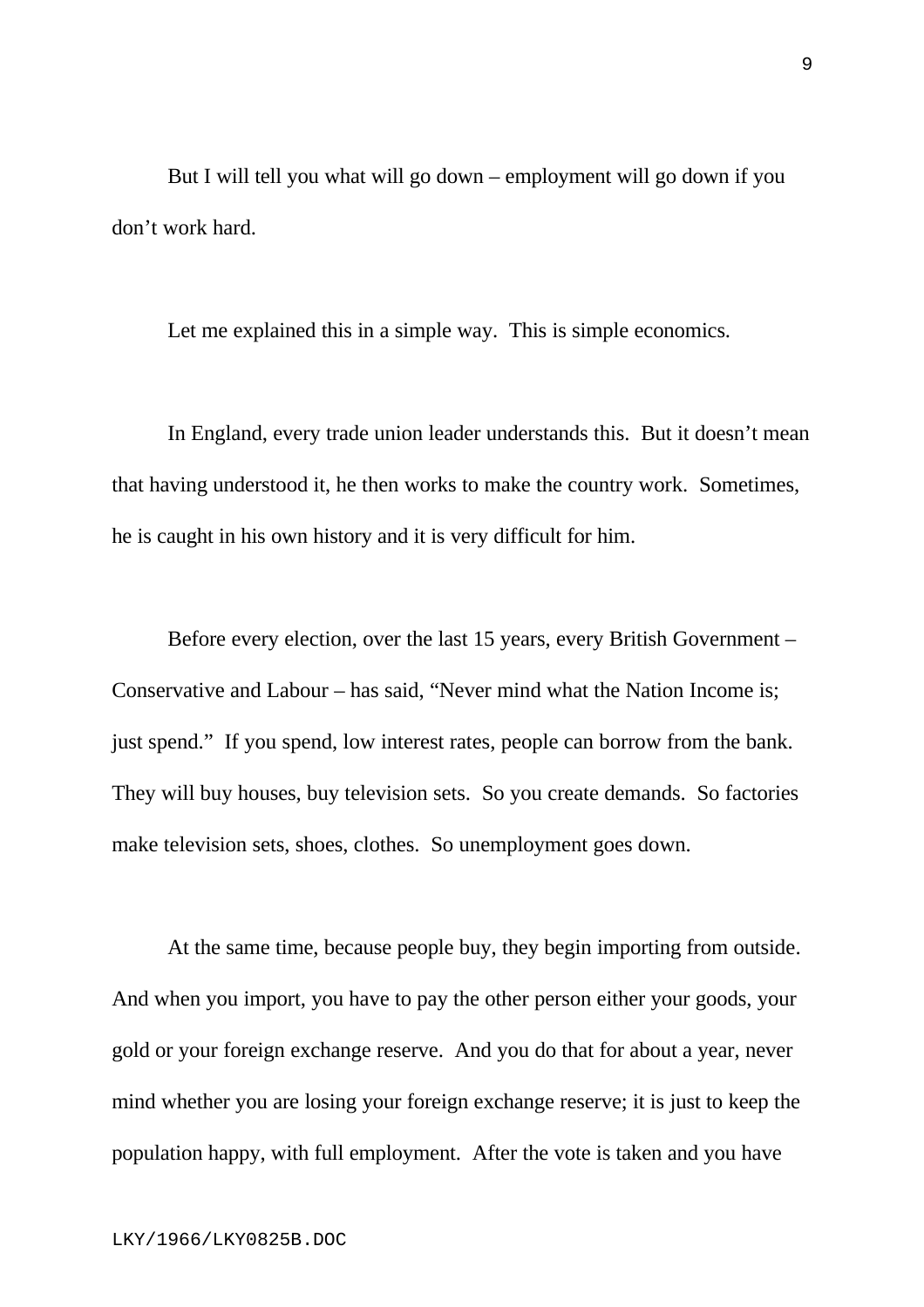But I will tell you what will go down – employment will go down if you don’t work hard.

Let me explained this in a simple way. This is simple economics.

In England, every trade union leader understands this. But it doesn’t mean that having understood it, he then works to make the country work. Sometimes, he is caught in his own history and it is very difficult for him.

Before every election, over the last 15 years, every British Government – Conservative and Labour – has said, “Never mind what the Nation Income is; just spend.” If you spend, low interest rates, people can borrow from the bank. They will buy houses, buy television sets. So you create demands. So factories make television sets, shoes, clothes. So unemployment goes down.

At the same time, because people buy, they begin importing from outside. And when you import, you have to pay the other person either your goods, your gold or your foreign exchange reserve. And you do that for about a year, never mind whether you are losing your foreign exchange reserve; it is just to keep the population happy, with full employment. After the vote is taken and you have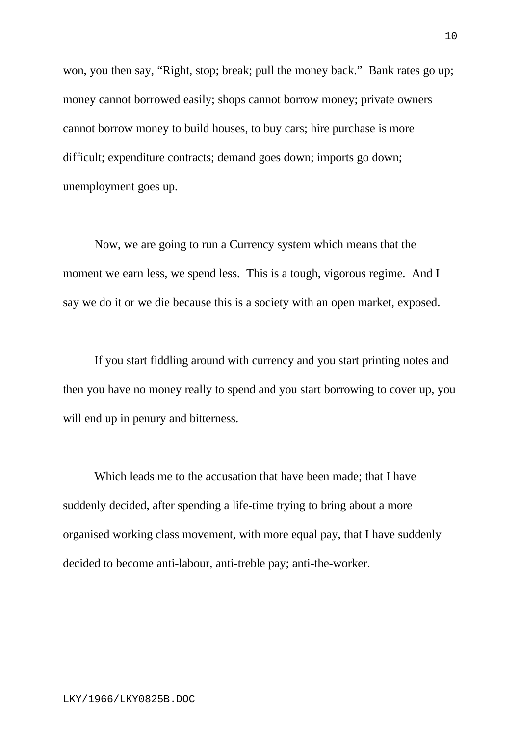won, you then say, “Right, stop; break; pull the money back.” Bank rates go up; money cannot borrowed easily; shops cannot borrow money; private owners cannot borrow money to build houses, to buy cars; hire purchase is more difficult; expenditure contracts; demand goes down; imports go down; unemployment goes up.

Now, we are going to run a Currency system which means that the moment we earn less, we spend less. This is a tough, vigorous regime. And I say we do it or we die because this is a society with an open market, exposed.

If you start fiddling around with currency and you start printing notes and then you have no money really to spend and you start borrowing to cover up, you will end up in penury and bitterness.

Which leads me to the accusation that have been made; that I have suddenly decided, after spending a life-time trying to bring about a more organised working class movement, with more equal pay, that I have suddenly decided to become anti-labour, anti-treble pay; anti-the-worker.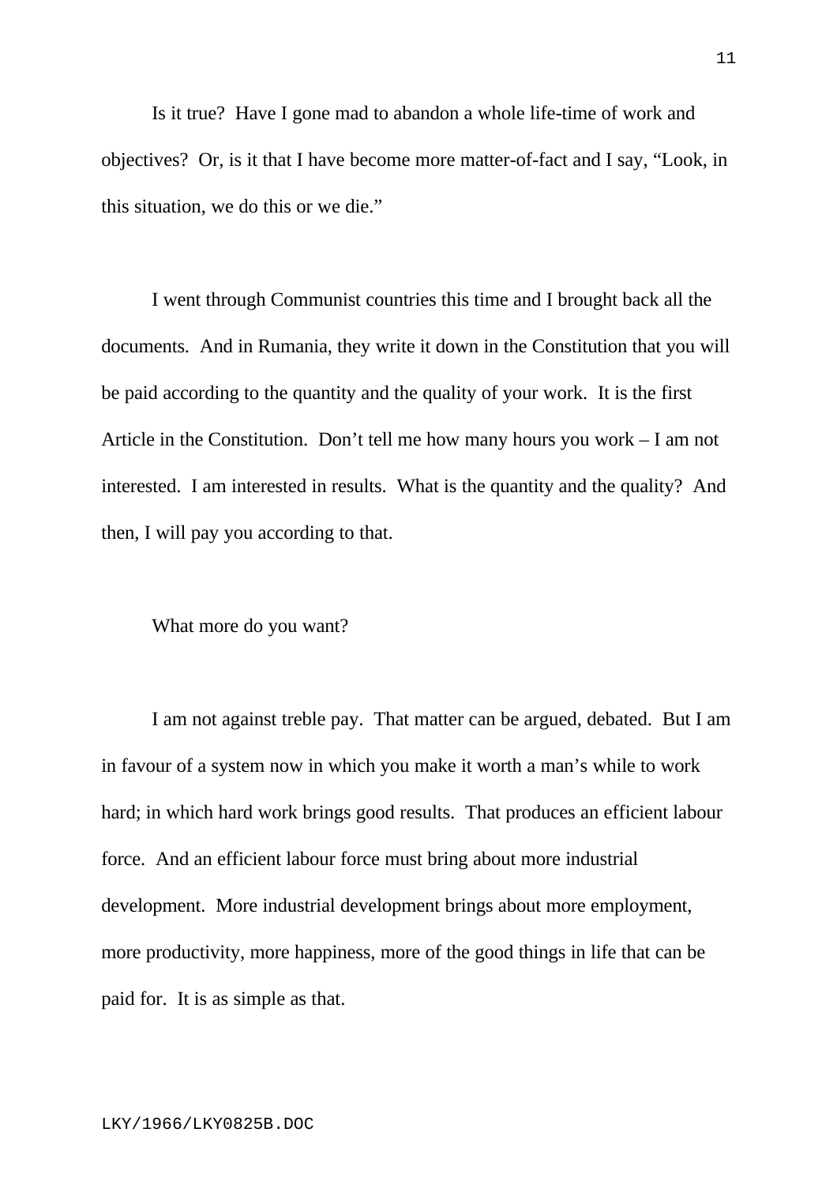Is it true? Have I gone mad to abandon a whole life-time of work and objectives? Or, is it that I have become more matter-of-fact and I say, “Look, in this situation, we do this or we die.”

I went through Communist countries this time and I brought back all the documents. And in Rumania, they write it down in the Constitution that you will be paid according to the quantity and the quality of your work. It is the first Article in the Constitution. Don’t tell me how many hours you work – I am not interested. I am interested in results. What is the quantity and the quality? And then, I will pay you according to that.

What more do you want?

I am not against treble pay. That matter can be argued, debated. But I am in favour of a system now in which you make it worth a man’s while to work hard; in which hard work brings good results. That produces an efficient labour force. And an efficient labour force must bring about more industrial development. More industrial development brings about more employment, more productivity, more happiness, more of the good things in life that can be paid for. It is as simple as that.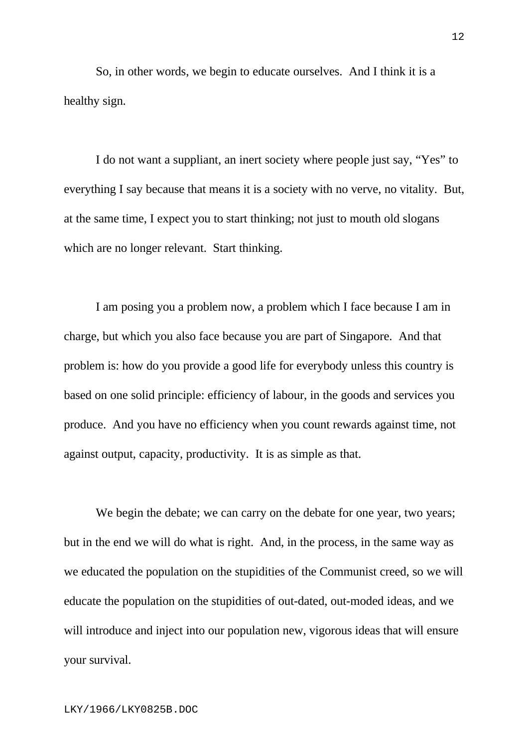So, in other words, we begin to educate ourselves. And I think it is a healthy sign.

I do not want a suppliant, an inert society where people just say, "Yes" to everything I say because that means it is a society with no verve, no vitality. But, at the same time, I expect you to start thinking; not just to mouth old slogans which are no longer relevant. Start thinking.

I am posing you a problem now, a problem which I face because I am in charge, but which you also face because you are part of Singapore. And that problem is: how do you provide a good life for everybody unless this country is based on one solid principle: efficiency of labour, in the goods and services you produce. And you have no efficiency when you count rewards against time, not against output, capacity, productivity. It is as simple as that.

We begin the debate; we can carry on the debate for one year, two years; but in the end we will do what is right. And, in the process, in the same way as we educated the population on the stupidities of the Communist creed, so we will educate the population on the stupidities of out-dated, out-moded ideas, and we will introduce and inject into our population new, vigorous ideas that will ensure your survival.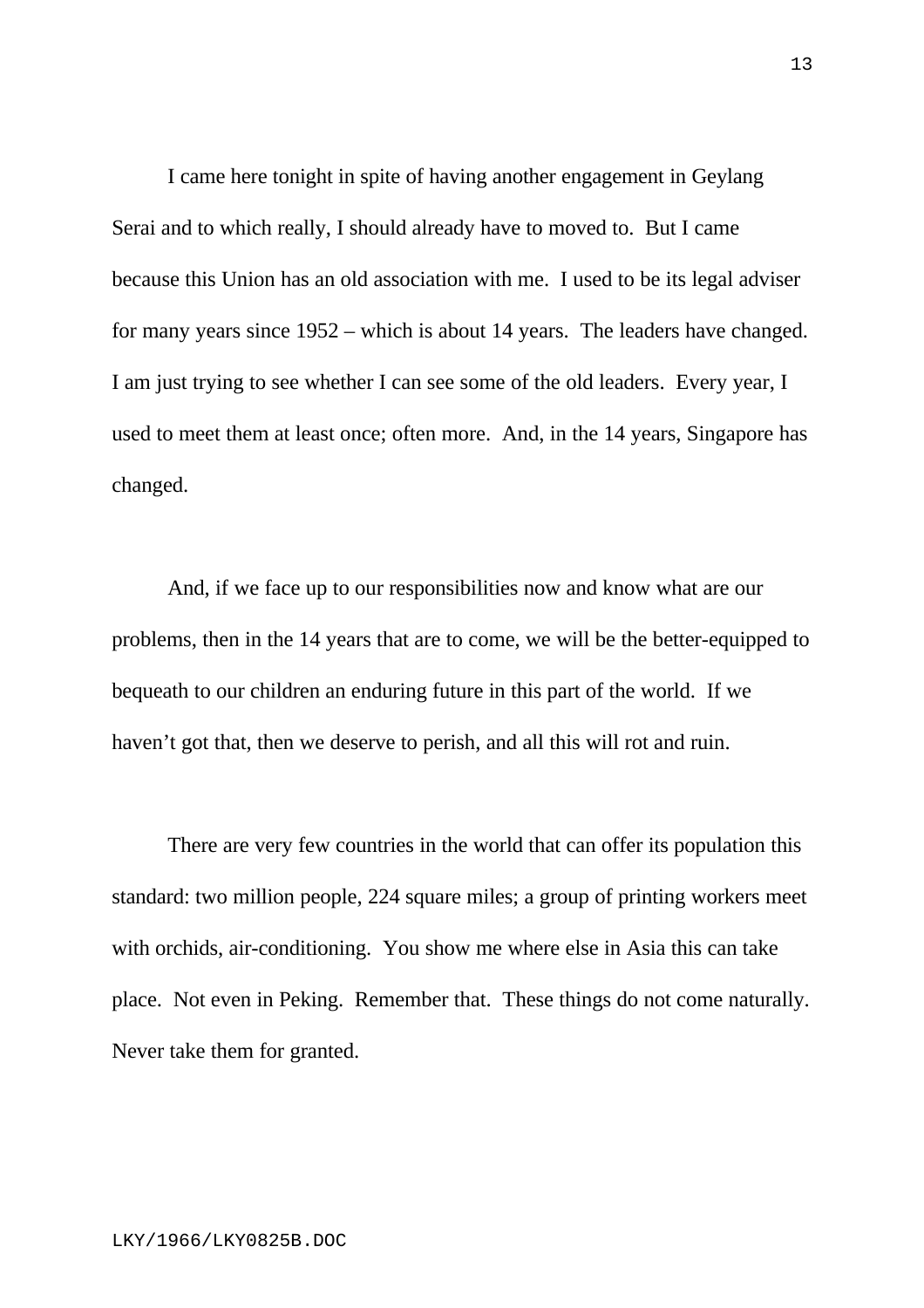I came here tonight in spite of having another engagement in Geylang Serai and to which really, I should already have to moved to. But I came because this Union has an old association with me. I used to be its legal adviser for many years since 1952 – which is about 14 years. The leaders have changed. I am just trying to see whether I can see some of the old leaders. Every year, I used to meet them at least once; often more. And, in the 14 years, Singapore has changed.

And, if we face up to our responsibilities now and know what are our problems, then in the 14 years that are to come, we will be the better-equipped to bequeath to our children an enduring future in this part of the world. If we haven't got that, then we deserve to perish, and all this will rot and ruin.

There are very few countries in the world that can offer its population this standard: two million people, 224 square miles; a group of printing workers meet with orchids, air-conditioning. You show me where else in Asia this can take place. Not even in Peking. Remember that. These things do not come naturally. Never take them for granted.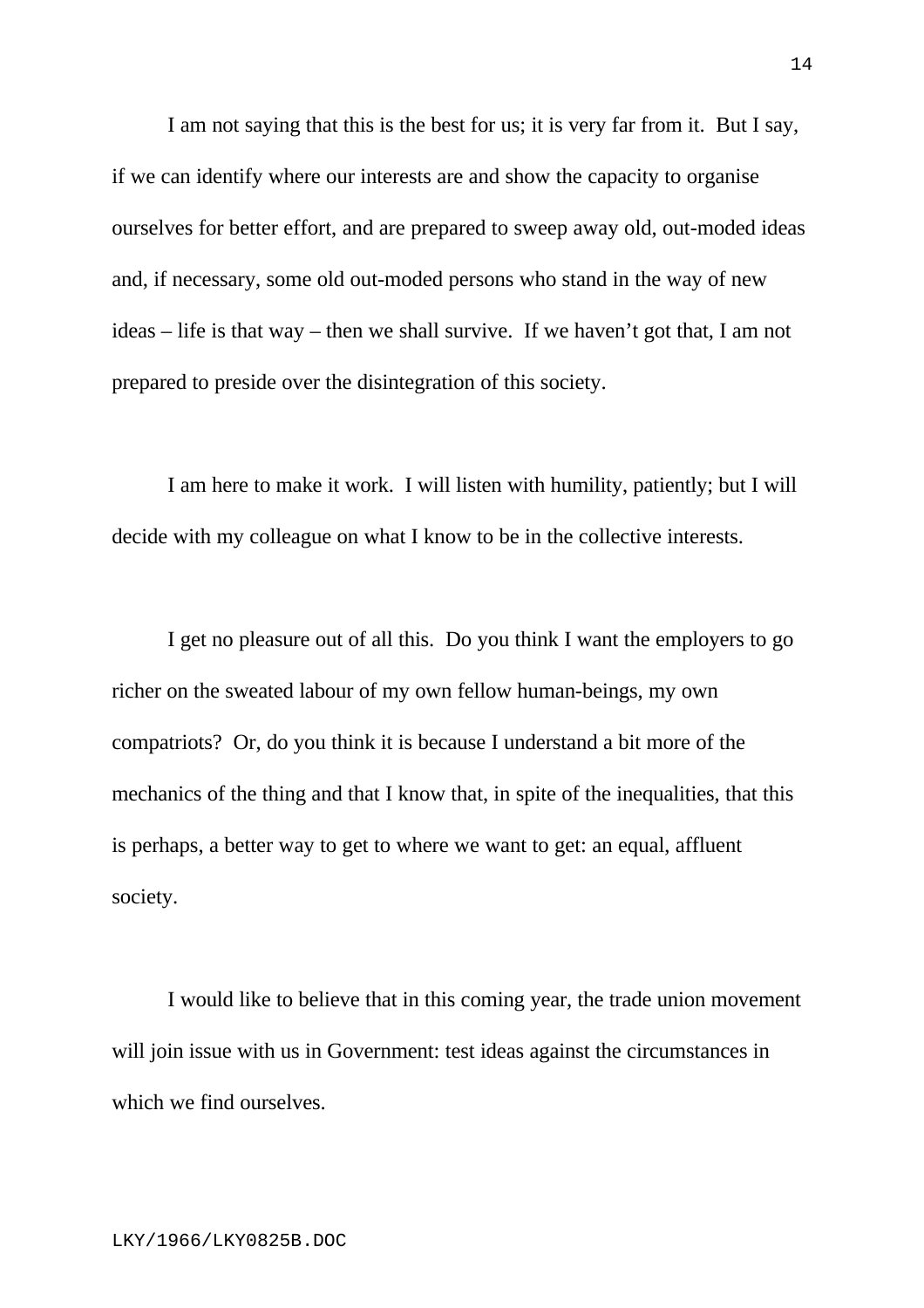I am not saying that this is the best for us; it is very far from it. But I say, if we can identify where our interests are and show the capacity to organise ourselves for better effort, and are prepared to sweep away old, out-moded ideas and, if necessary, some old out-moded persons who stand in the way of new ideas – life is that way – then we shall survive. If we haven't got that, I am not prepared to preside over the disintegration of this society.

I am here to make it work. I will listen with humility, patiently; but I will decide with my colleague on what I know to be in the collective interests.

I get no pleasure out of all this. Do you think I want the employers to go richer on the sweated labour of my own fellow human-beings, my own compatriots? Or, do you think it is because I understand a bit more of the mechanics of the thing and that I know that, in spite of the inequalities, that this is perhaps, a better way to get to where we want to get: an equal, affluent society.

I would like to believe that in this coming year, the trade union movement will join issue with us in Government: test ideas against the circumstances in which we find ourselves.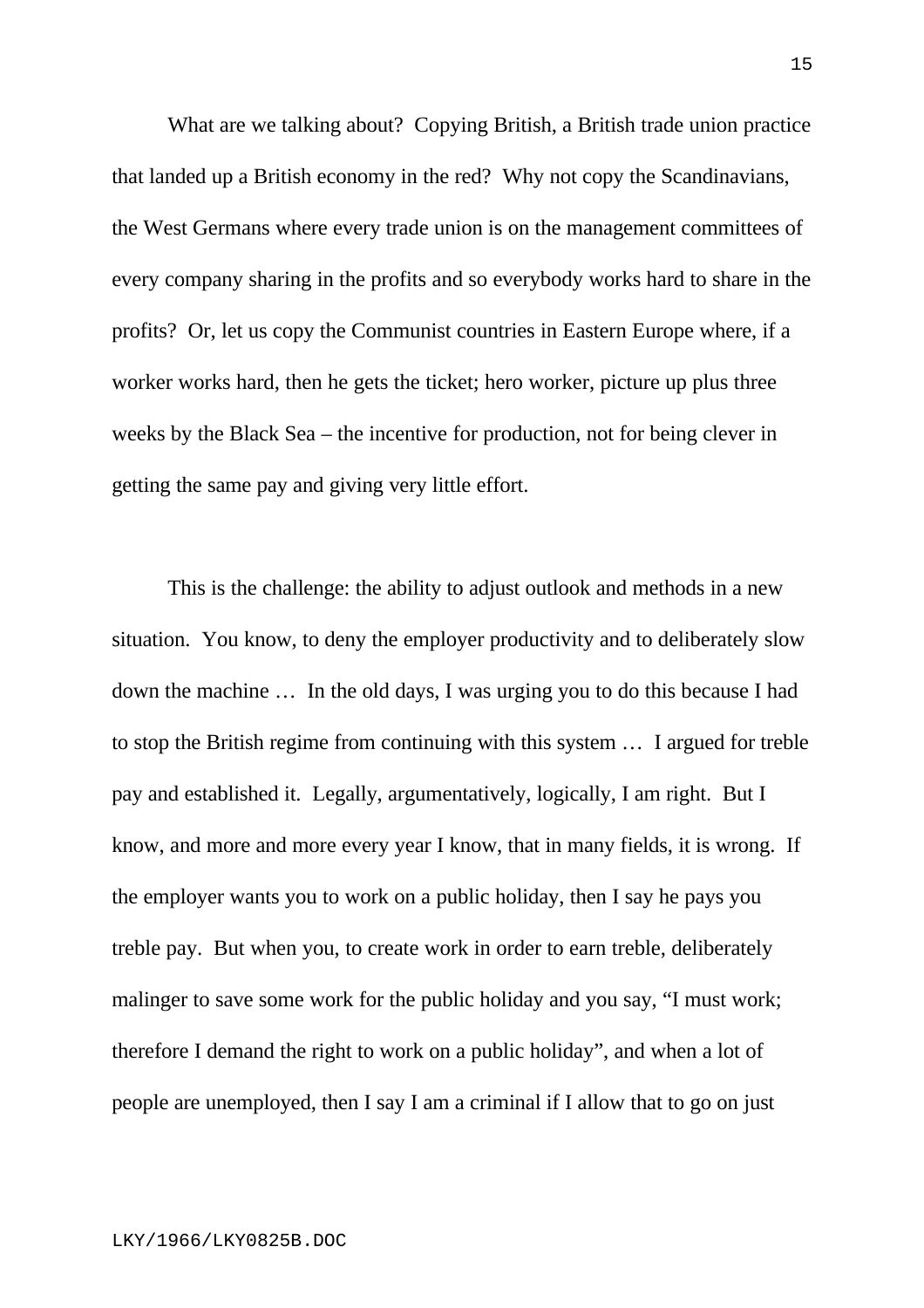What are we talking about? Copying British, a British trade union practice that landed up a British economy in the red? Why not copy the Scandinavians, the West Germans where every trade union is on the management committees of every company sharing in the profits and so everybody works hard to share in the profits? Or, let us copy the Communist countries in Eastern Europe where, if a worker works hard, then he gets the ticket; hero worker, picture up plus three weeks by the Black Sea – the incentive for production, not for being clever in getting the same pay and giving very little effort.

This is the challenge: the ability to adjust outlook and methods in a new situation. You know, to deny the employer productivity and to deliberately slow down the machine … In the old days, I was urging you to do this because I had to stop the British regime from continuing with this system … I argued for treble pay and established it. Legally, argumentatively, logically, I am right. But I know, and more and more every year I know, that in many fields, it is wrong. If the employer wants you to work on a public holiday, then I say he pays you treble pay. But when you, to create work in order to earn treble, deliberately malinger to save some work for the public holiday and you say, "I must work; therefore I demand the right to work on a public holiday", and when a lot of people are unemployed, then I say I am a criminal if I allow that to go on just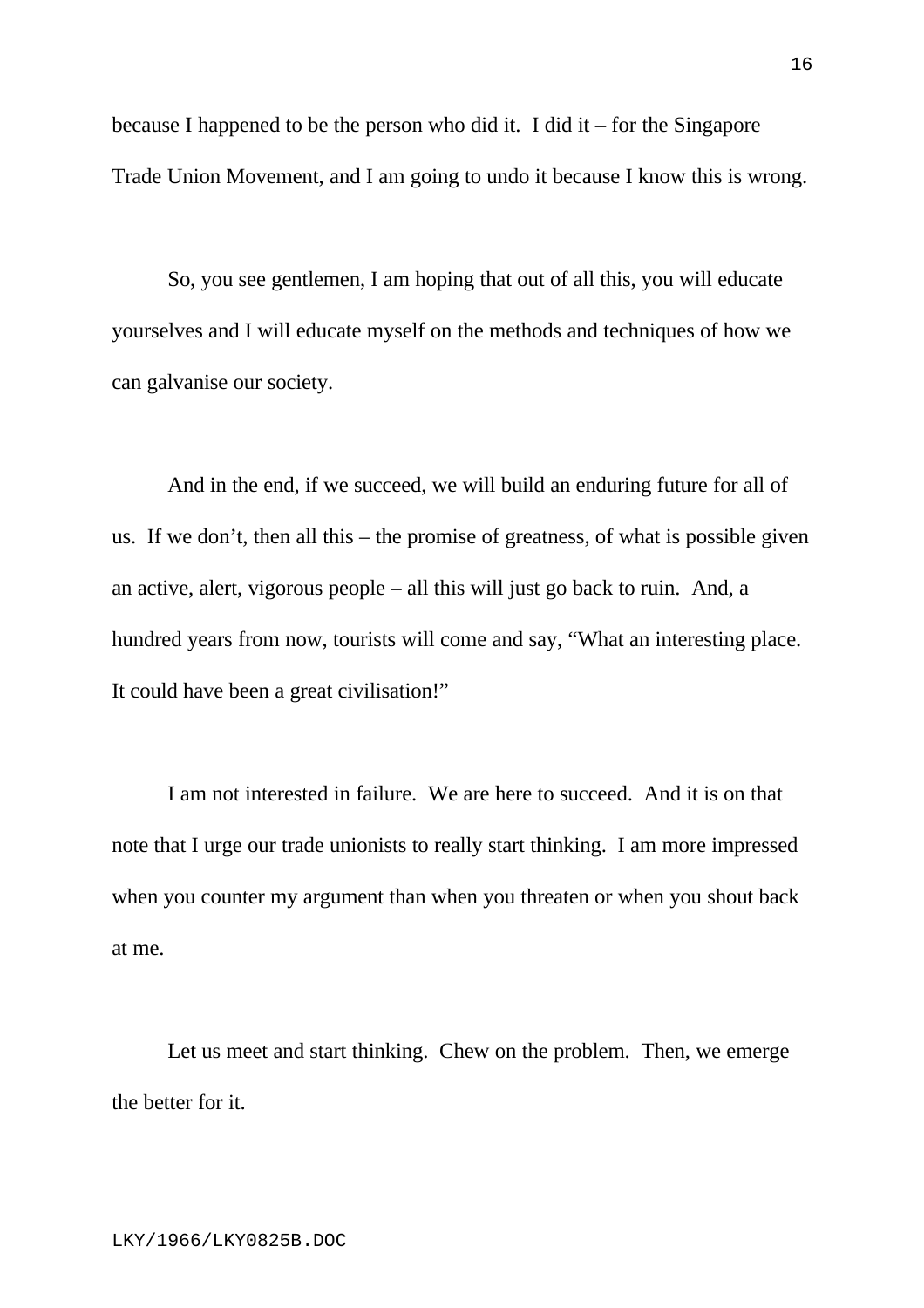because I happened to be the person who did it. I did it – for the Singapore Trade Union Movement, and I am going to undo it because I know this is wrong.

So, you see gentlemen, I am hoping that out of all this, you will educate yourselves and I will educate myself on the methods and techniques of how we can galvanise our society.

And in the end, if we succeed, we will build an enduring future for all of us. If we don't, then all this – the promise of greatness, of what is possible given an active, alert, vigorous people – all this will just go back to ruin. And, a hundred years from now, tourists will come and say, "What an interesting place. It could have been a great civilisation!"

I am not interested in failure. We are here to succeed. And it is on that note that I urge our trade unionists to really start thinking. I am more impressed when you counter my argument than when you threaten or when you shout back at me.

Let us meet and start thinking. Chew on the problem. Then, we emerge the better for it.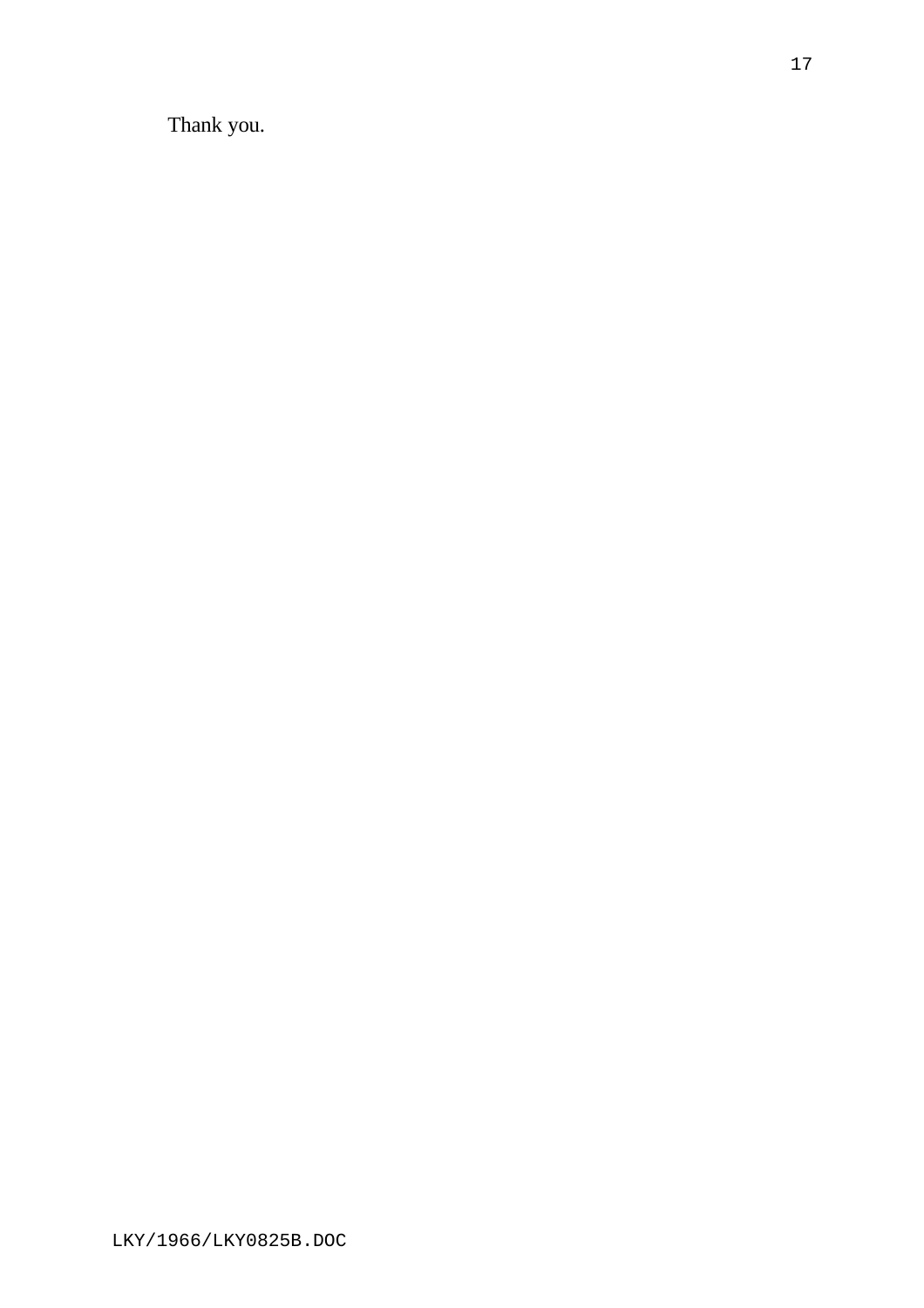Thank you.